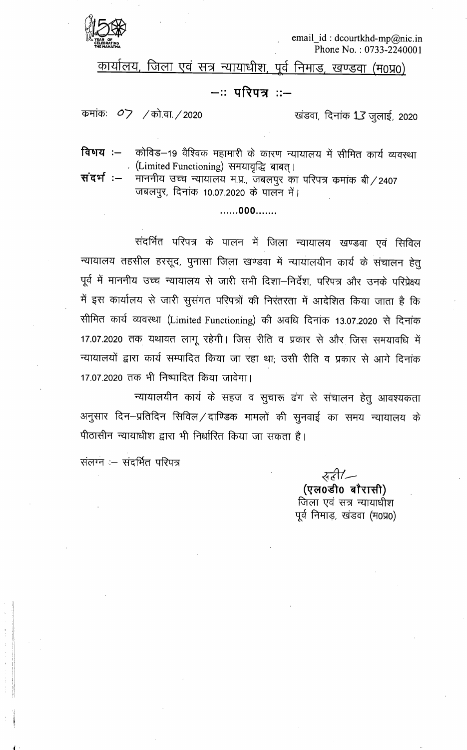email_id : dcourtkhd-mp@nic.in
Phone No. : 0733-2240001

# कार्यालय, जिला एवं सत्र न्यायाधीश, पूर्व निमाड़, खण्डवा (म0प्र0)

## —:: परिपत्र ::—

क्रमांकः 07 / को.वा. / 2020 खंडवा, दिनांक 13 जुलाई, 2020

**विषय :—** कोविड—19 वैश्विक महामारी के कारण न्यायालय में सीमित कार्य व्यवस्था (Limited Functioning) समयावृद्धि बाबत्।

**संदर्भ :—** माननीय उच्च न्यायालय म.प्र., जबलपुर का परिपत्र क्रमांक बी / 2407 जबलपुर, दिनांक 10.07.2020 के पालन में।

......000.......

संदर्भित परिपत्र के पालन में जिला न्यायालय खण्डवा एवं सिविल न्यायालय तहसील हरसूद, पुनासा जिला खण्डवा में न्यायालयीन कार्य के संचालन हेतु पूर्व में माननीय उच्च न्यायालय से जारी सभी दिशा—निर्देश, परिपत्र और उनके परिप्रेक्ष्य में इस कार्यालय से जारी सुसंगत परिपत्रों की निरंतरता में आदेशित किया जाता है कि सीमित कार्य व्यवस्था (Limited Functioning) की अवधि दिनांक 13.07.2020 से दिनांक 17.07.2020 तक यथावत लागू रहेगी। जिस रीति व प्रकार से और जिस समयावधि में न्यायालयों द्वारा कार्य सम्पादित किया जा रहा था; उसी रीति व प्रकार से आगे दिनांक 17.07.2020 तक भी निष्पादित किया जावेगा।

न्यायालयीन कार्य के सहज व सुचारू ढंग से संचालन हेतु आवश्यकता अनुसार दिन—प्रतिदिन सिविल / दाण्डिक मामलों की सुनवाई का समय न्यायालय के पीठासीन न्यायाधीश द्वारा भी निर्धारित किया जा सकता है।

संलग्न :— संदर्भित परिपत्र

सही/—
**(एल0डी0 बौरासी)**
जिला एवं सत्र न्यायाधीश
पूर्व निमाड़, खंडवा (म0प्र0)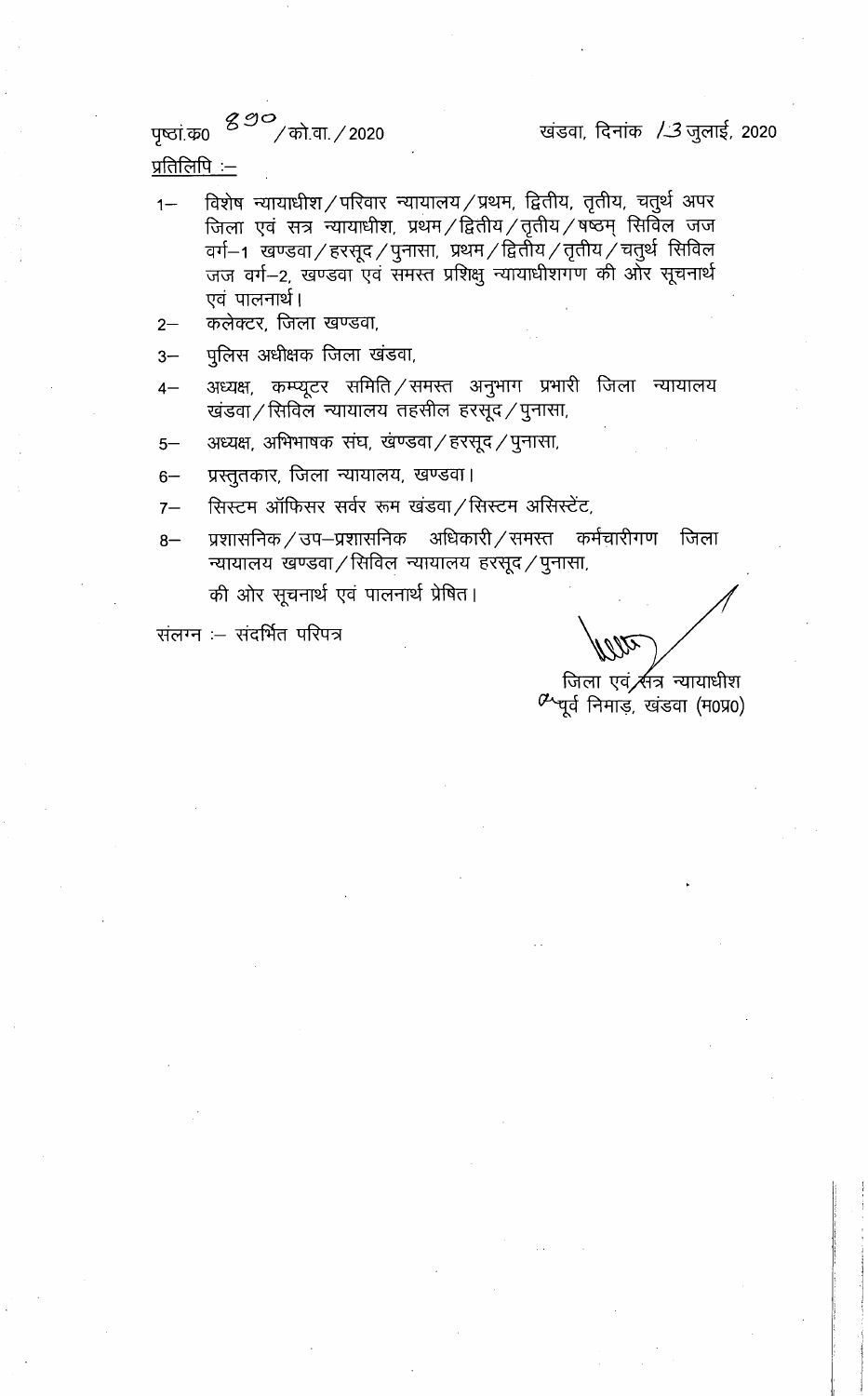पृष्ठां.क0 890/को.वा./2020 खंडवा, दिनांक 13 जुलाई, 2020

<u>प्रतिलिपि :–</u>

1– विशेष न्यायाधीश/परिवार न्यायालय/प्रथम, द्वितीय, तृतीय, चतुर्थ अपर जिला एवं सत्र न्यायाधीश, प्रथम/द्वितीय/तृतीय/षष्ठम् सिविल जज वर्ग–1 खण्डवा/हरसूद/पुनासा, प्रथम/द्वितीय/तृतीय/चतुर्थ सिविल जज वर्ग–2, खण्डवा एवं समस्त प्रशिक्षु न्यायाधीशगण की ओर सूचनार्थ एवं पालनार्थ।

2– कलेक्टर, जिला खण्डवा,

3– पुलिस अधीक्षक जिला खंडवा,

4– अध्यक्ष, कम्प्यूटर समिति/समस्त अनुभाग प्रभारी जिला न्यायालय खंडवा/सिविल न्यायालय तहसील हरसूद/पुनासा,

5– अध्यक्ष, अभिभाषक संघ, खंण्डवा/हरसूद/पुनासा,

6– प्रस्तुतकार, जिला न्यायालय, खण्डवा।

7– सिस्टम ऑफिसर सर्वर रूम खंडवा/सिस्टम असिस्टेंट,

8– प्रशासनिक/उप–प्रशासनिक अधिकारी/समस्त कर्मचारीगण जिला न्यायालय खण्डवा/सिविल न्यायालय हरसूद/पुनासा,

की ओर सूचनार्थ एवं पालनार्थ प्रेषित।

संलग्न :– संदर्भित परिपत्र

जिला एवं सत्र न्यायाधीश
पूर्व निमाड़, खंडवा (म0प्र0)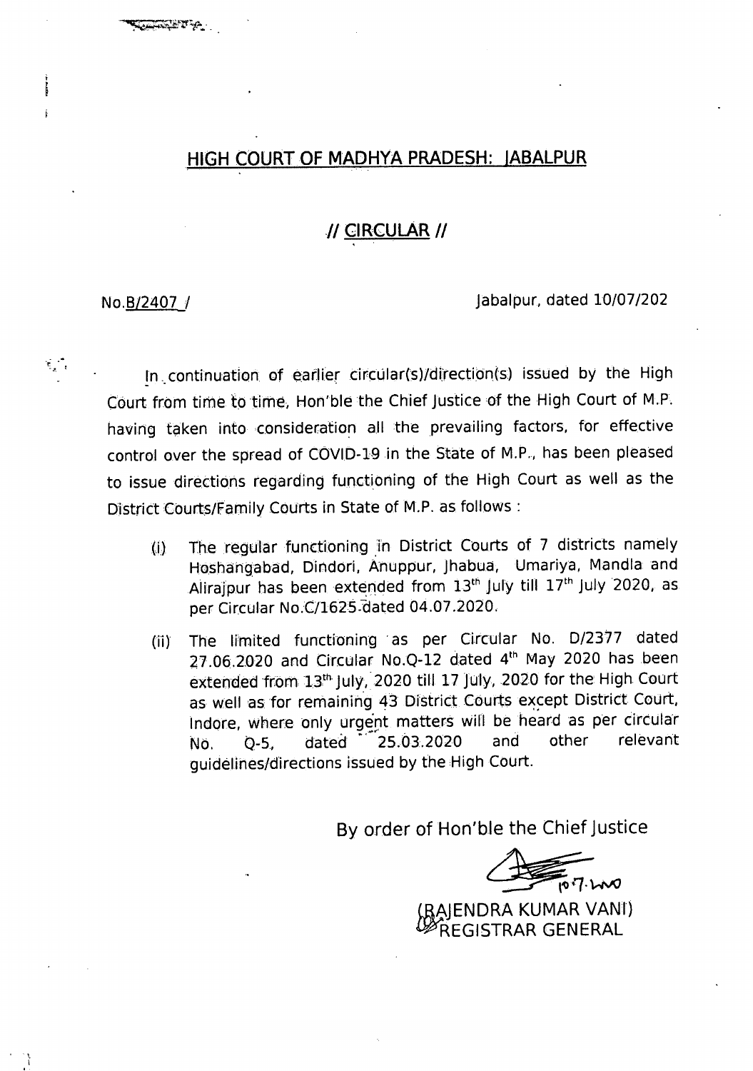## HIGH COURT OF MADHYA PRADESH: JABALPUR

## // CIRCULAR //

No.B/2407 /                                                                 Jabalpur, dated 10/07/202

In continuation of earlier circular(s)/direction(s) issued by the High Court from time to time, Hon'ble the Chief Justice of the High Court of M.P. having taken into consideration all the prevailing factors, for effective control over the spread of COVID-19 in the State of M.P., has been pleased to issue directions regarding functioning of the High Court as well as the District Courts/Family Courts in State of M.P. as follows :

(i) The regular functioning in District Courts of 7 districts namely Hoshangabad, Dindori, Anuppur, Jhabua, Umariya, Mandla and Alirajpur has been extended from 13th July till 17th July 2020, as per Circular No.C/1625 dated 04.07.2020.

(ii) The limited functioning as per Circular No. D/2377 dated 27.06.2020 and Circular No.Q-12 dated 4th May 2020 has been extended from 13th July, 2020 till 17 July, 2020 for the High Court as well as for remaining 43 District Courts except District Court, Indore, where only urgent matters will be heard as per circular No. Q-5, dated 25.03.2020 and other relevant guidelines/directions issued by the High Court.

By order of Hon'ble the Chief Justice

10.7.2020

(RAJENDRA KUMAR VANI)
REGISTRAR GENERAL